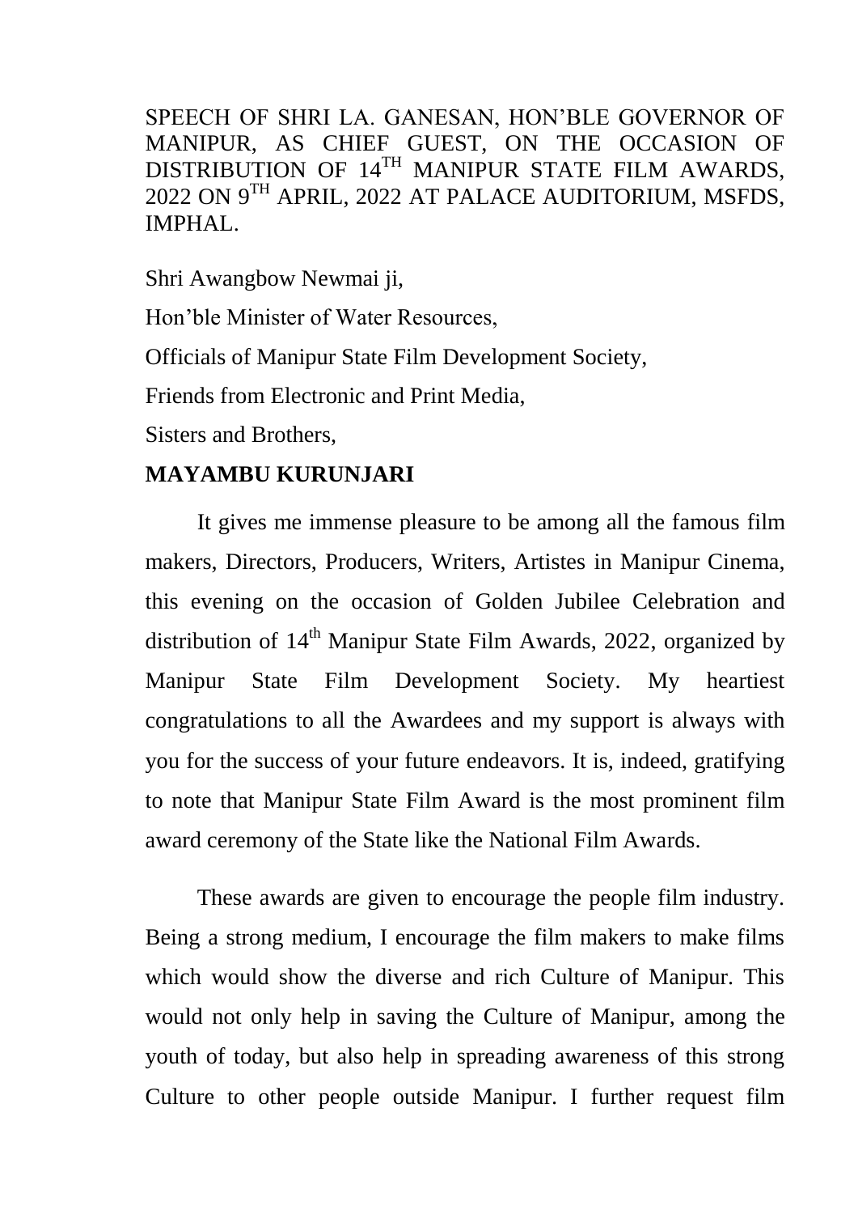SPEECH OF SHRI LA. GANESAN, HON'BLE GOVERNOR OF MANIPUR, AS CHIEF GUEST, ON THE OCCASION OF DISTRIBUTION OF 14$^{TH}$ MANIPUR STATE FILM AWARDS, 2022 ON 9$^{TH}$ APRIL, 2022 AT PALACE AUDITORIUM, MSFDS, IMPHAL.

Shri Awangbow Newmai ji,

Hon'ble Minister of Water Resources,

Officials of Manipur State Film Development Society,

Friends from Electronic and Print Media,

Sisters and Brothers,

**MAYAMBU KURUNJARI**

It gives me immense pleasure to be among all the famous film makers, Directors, Producers, Writers, Artistes in Manipur Cinema, this evening on the occasion of Golden Jubilee Celebration and distribution of 14$^{th}$ Manipur State Film Awards, 2022, organized by Manipur State Film Development Society. My heartiest congratulations to all the Awardees and my support is always with you for the success of your future endeavors. It is, indeed, gratifying to note that Manipur State Film Award is the most prominent film award ceremony of the State like the National Film Awards.

These awards are given to encourage the people film industry. Being a strong medium, I encourage the film makers to make films which would show the diverse and rich Culture of Manipur. This would not only help in saving the Culture of Manipur, among the youth of today, but also help in spreading awareness of this strong Culture to other people outside Manipur. I further request film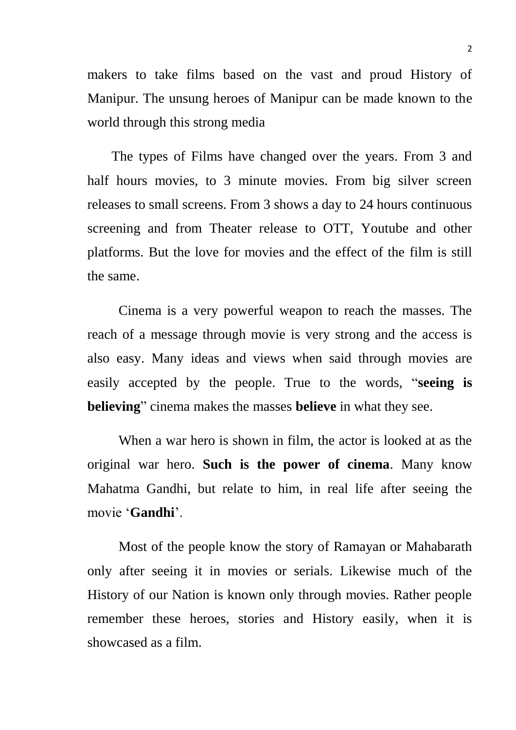makers to take films based on the vast and proud History of Manipur. The unsung heroes of Manipur can be made known to the world through this strong media

The types of Films have changed over the years. From 3 and half hours movies, to 3 minute movies. From big silver screen releases to small screens. From 3 shows a day to 24 hours continuous screening and from Theater release to OTT, Youtube and other platforms. But the love for movies and the effect of the film is still the same.

Cinema is a very powerful weapon to reach the masses. The reach of a message through movie is very strong and the access is also easy. Many ideas and views when said through movies are easily accepted by the people. True to the words, "**seeing is believing**" cinema makes the masses **believe** in what they see.

When a war hero is shown in film, the actor is looked at as the original war hero. **Such is the power of cinema**. Many know Mahatma Gandhi, but relate to him, in real life after seeing the movie '**Gandhi**'.

Most of the people know the story of Ramayan or Mahabarath only after seeing it in movies or serials. Likewise much of the History of our Nation is known only through movies. Rather people remember these heroes, stories and History easily, when it is showcased as a film.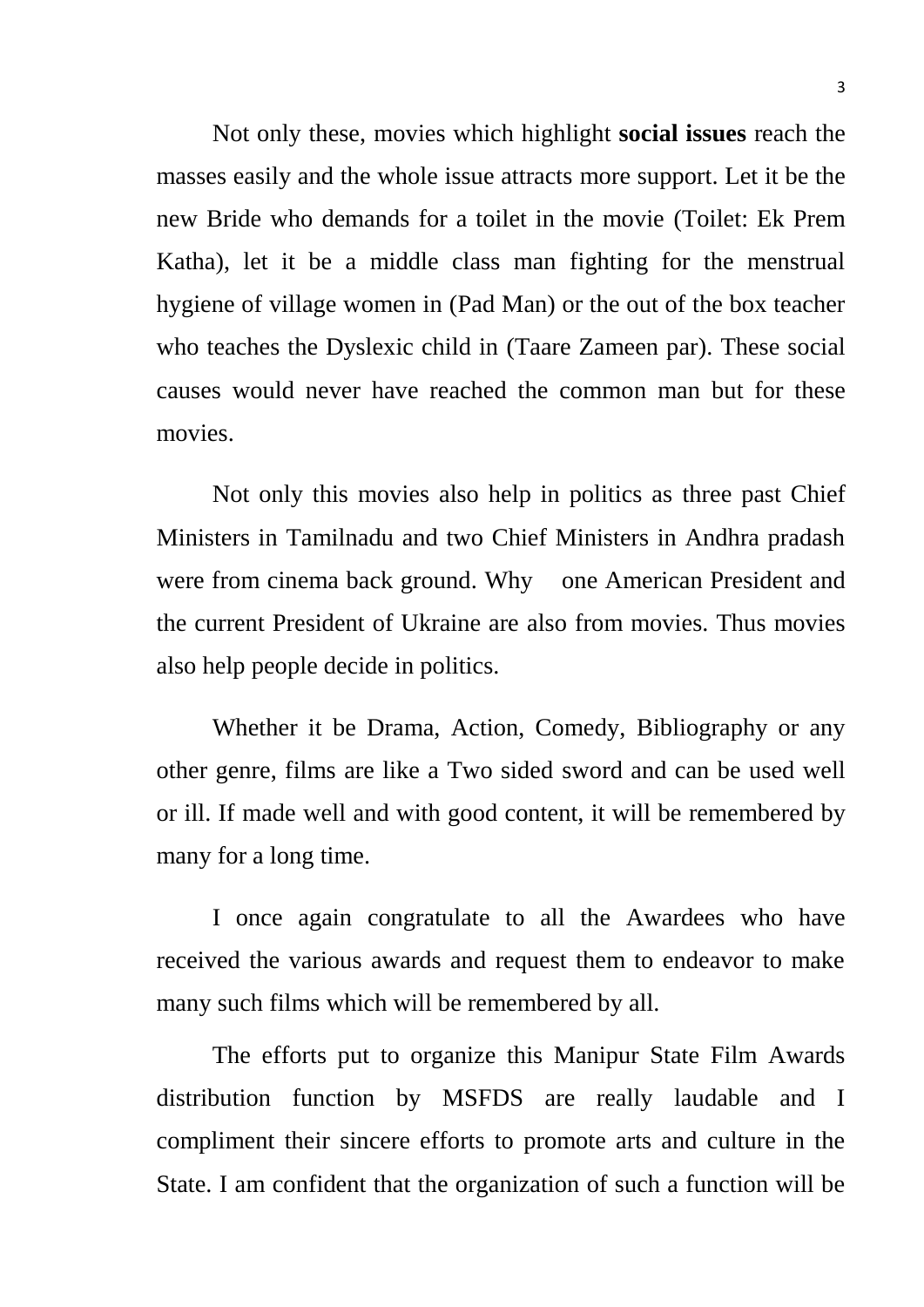Not only these, movies which highlight **social issues** reach the masses easily and the whole issue attracts more support. Let it be the new Bride who demands for a toilet in the movie (Toilet: Ek Prem Katha), let it be a middle class man fighting for the menstrual hygiene of village women in (Pad Man) or the out of the box teacher who teaches the Dyslexic child in (Taare Zameen par). These social causes would never have reached the common man but for these movies.

Not only this movies also help in politics as three past Chief Ministers in Tamilnadu and two Chief Ministers in Andhra pradash were from cinema back ground. Why one American President and the current President of Ukraine are also from movies. Thus movies also help people decide in politics.

Whether it be Drama, Action, Comedy, Bibliography or any other genre, films are like a Two sided sword and can be used well or ill. If made well and with good content, it will be remembered by many for a long time.

I once again congratulate to all the Awardees who have received the various awards and request them to endeavor to make many such films which will be remembered by all.

The efforts put to organize this Manipur State Film Awards distribution function by MSFDS are really laudable and I compliment their sincere efforts to promote arts and culture in the State. I am confident that the organization of such a function will be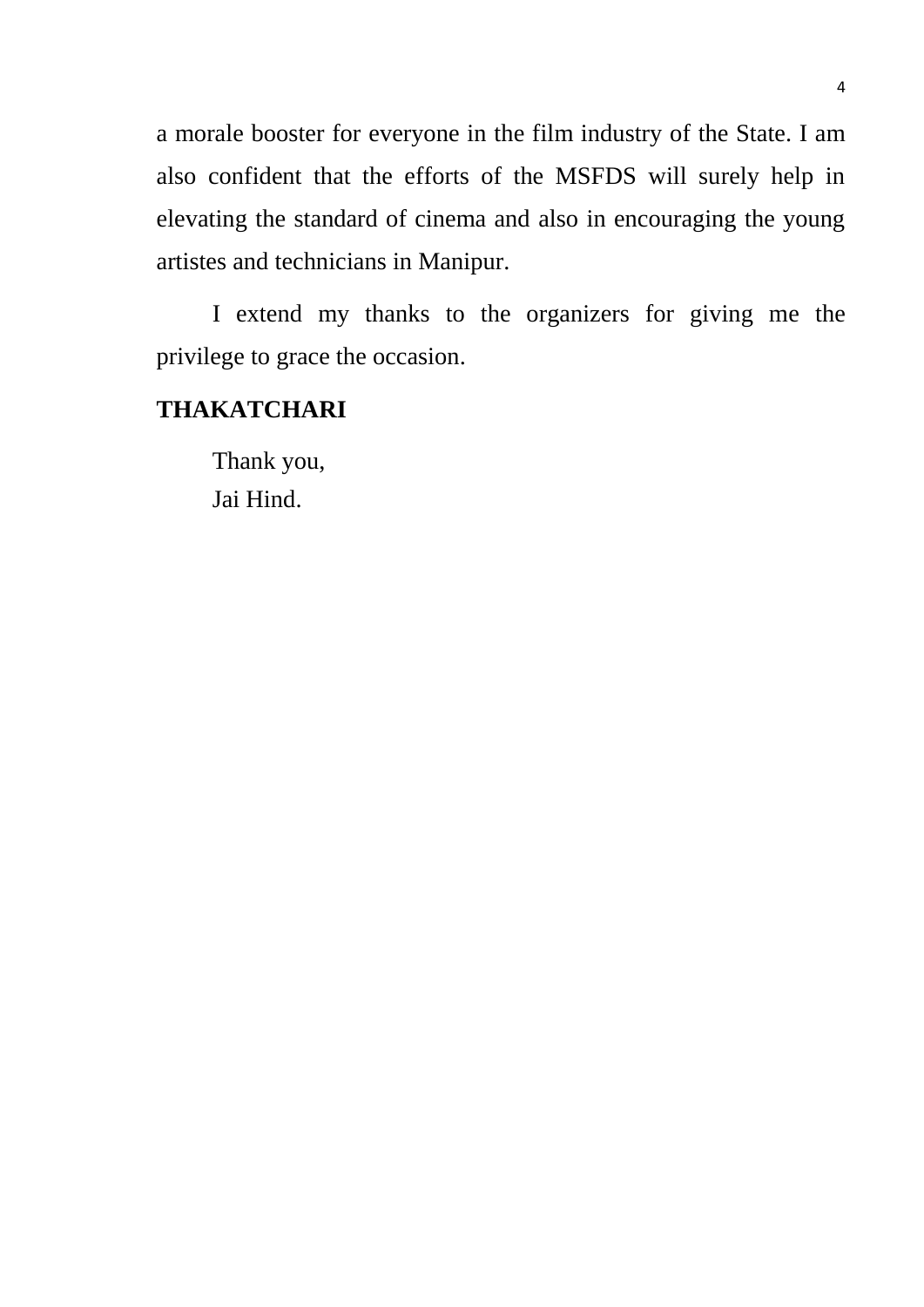a morale booster for everyone in the film industry of the State. I am also confident that the efforts of the MSFDS will surely help in elevating the standard of cinema and also in encouraging the young artistes and technicians in Manipur.

I extend my thanks to the organizers for giving me the privilege to grace the occasion.

**THAKATCHARI**

Thank you,
Jai Hind.